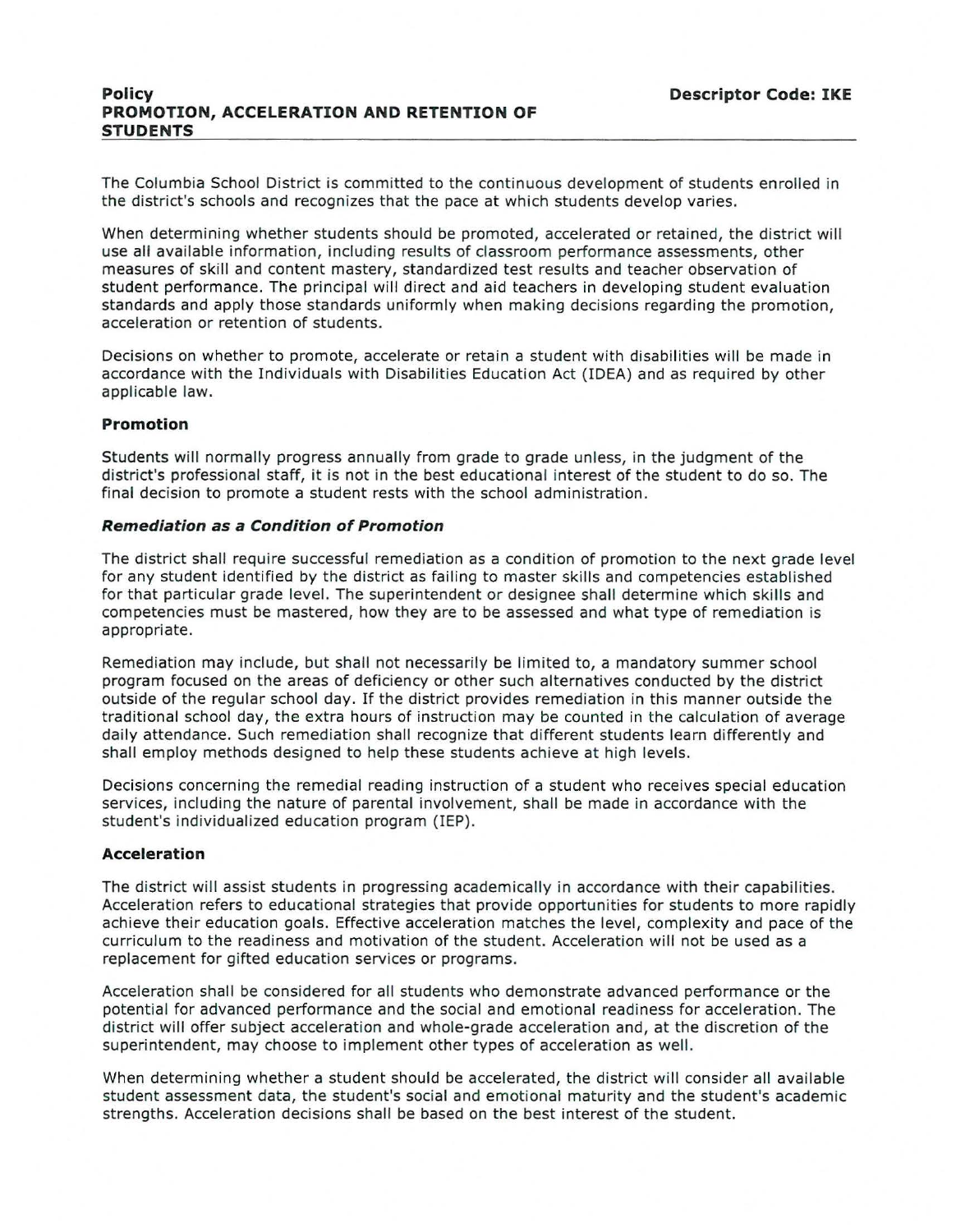**Policy**
**PROMOTION, ACCELERATION AND RETENTION OF STUDENTS**

**Descriptor Code: IKE**

The Columbia School District is committed to the continuous development of students enrolled in the district's schools and recognizes that the pace at which students develop varies.

When determining whether students should be promoted, accelerated or retained, the district will use all available information, including results of classroom performance assessments, other measures of skill and content mastery, standardized test results and teacher observation of student performance. The principal will direct and aid teachers in developing student evaluation standards and apply those standards uniformly when making decisions regarding the promotion, acceleration or retention of students.

Decisions on whether to promote, accelerate or retain a student with disabilities will be made in accordance with the Individuals with Disabilities Education Act (IDEA) and as required by other applicable law.

### Promotion

Students will normally progress annually from grade to grade unless, in the judgment of the district's professional staff, it is not in the best educational interest of the student to do so. The final decision to promote a student rests with the school administration.

#### *Remediation as a Condition of Promotion*

The district shall require successful remediation as a condition of promotion to the next grade level for any student identified by the district as failing to master skills and competencies established for that particular grade level. The superintendent or designee shall determine which skills and competencies must be mastered, how they are to be assessed and what type of remediation is appropriate.

Remediation may include, but shall not necessarily be limited to, a mandatory summer school program focused on the areas of deficiency or other such alternatives conducted by the district outside of the regular school day. If the district provides remediation in this manner outside the traditional school day, the extra hours of instruction may be counted in the calculation of average daily attendance. Such remediation shall recognize that different students learn differently and shall employ methods designed to help these students achieve at high levels.

Decisions concerning the remedial reading instruction of a student who receives special education services, including the nature of parental involvement, shall be made in accordance with the student's individualized education program (IEP).

### Acceleration

The district will assist students in progressing academically in accordance with their capabilities. Acceleration refers to educational strategies that provide opportunities for students to more rapidly achieve their education goals. Effective acceleration matches the level, complexity and pace of the curriculum to the readiness and motivation of the student. Acceleration will not be used as a replacement for gifted education services or programs.

Acceleration shall be considered for all students who demonstrate advanced performance or the potential for advanced performance and the social and emotional readiness for acceleration. The district will offer subject acceleration and whole-grade acceleration and, at the discretion of the superintendent, may choose to implement other types of acceleration as well.

When determining whether a student should be accelerated, the district will consider all available student assessment data, the student's social and emotional maturity and the student's academic strengths. Acceleration decisions shall be based on the best interest of the student.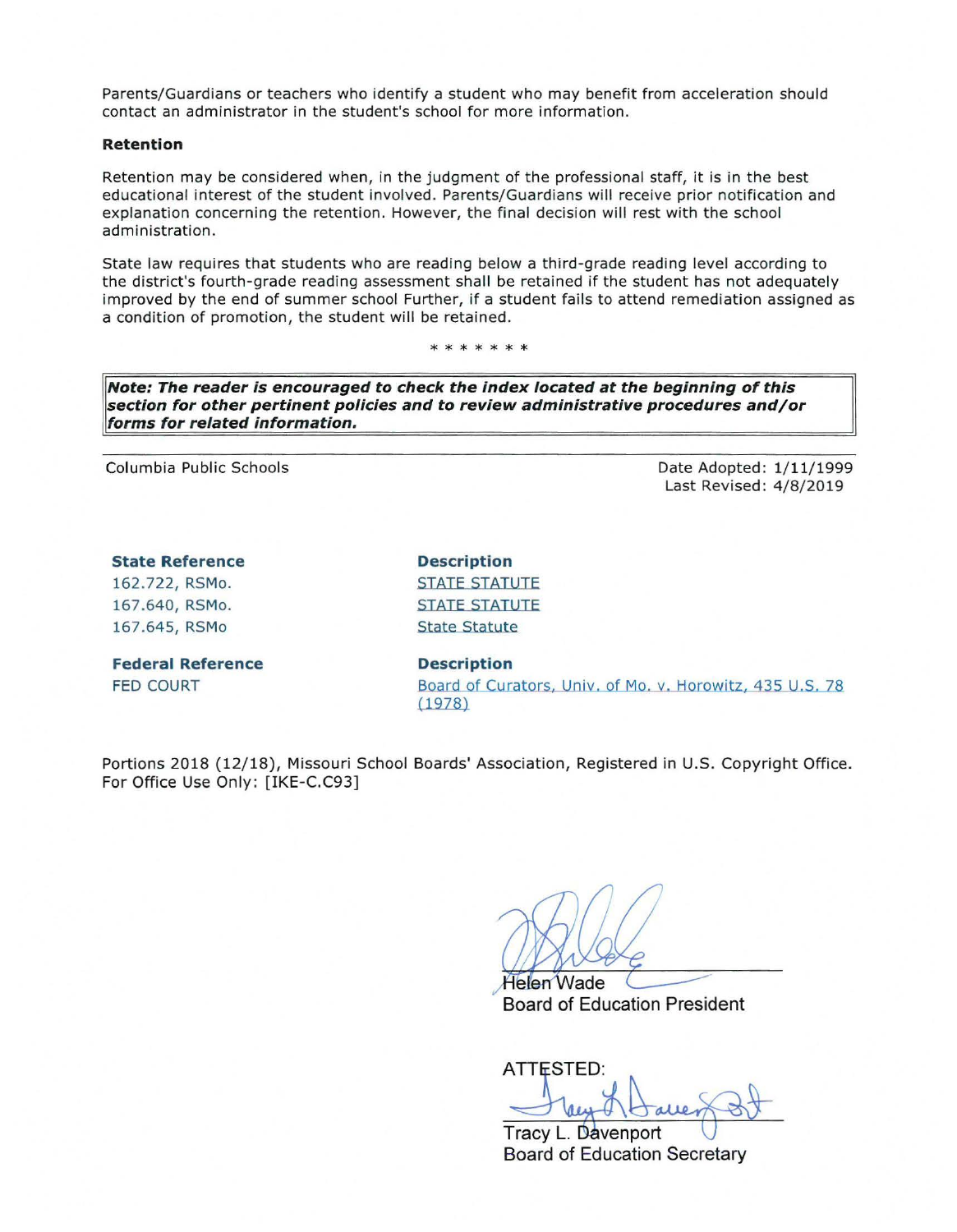Parents/Guardians or teachers who identify a student who may benefit from acceleration should contact an administrator in the student's school for more information.

**Retention**

Retention may be considered when, in the judgment of the professional staff, it is in the best educational interest of the student involved. Parents/Guardians will receive prior notification and explanation concerning the retention. However, the final decision will rest with the school administration.

State law requires that students who are reading below a third-grade reading level according to the district's fourth-grade reading assessment shall be retained if the student has not adequately improved by the end of summer school Further, if a student fails to attend remediation assigned as a condition of promotion, the student will be retained.

\* \* \* \* \* \* \*

***Note: The reader is encouraged to check the index located at the beginning of this section for other pertinent policies and to review administrative procedures and/or forms for related information.***

Columbia Public Schools

Date Adopted: 1/11/1999
Last Revised: 4/8/2019

| State Reference | Description |
|---|---|
| 162.722, RSMo. | STATE STATUTE |
| 167.640, RSMo. | STATE STATUTE |
| 167.645, RSMo | State Statute |

| Federal Reference | Description |
|---|---|
| FED COURT | Board of Curators, Univ. of Mo. v. Horowitz, 435 U.S. 78 (1978) |

Portions 2018 (12/18), Missouri School Boards' Association, Registered in U.S. Copyright Office.
For Office Use Only: [IKE-C.C93]

Helen Wade
Board of Education President

ATTESTED:

Tracy L. Davenport
Board of Education Secretary